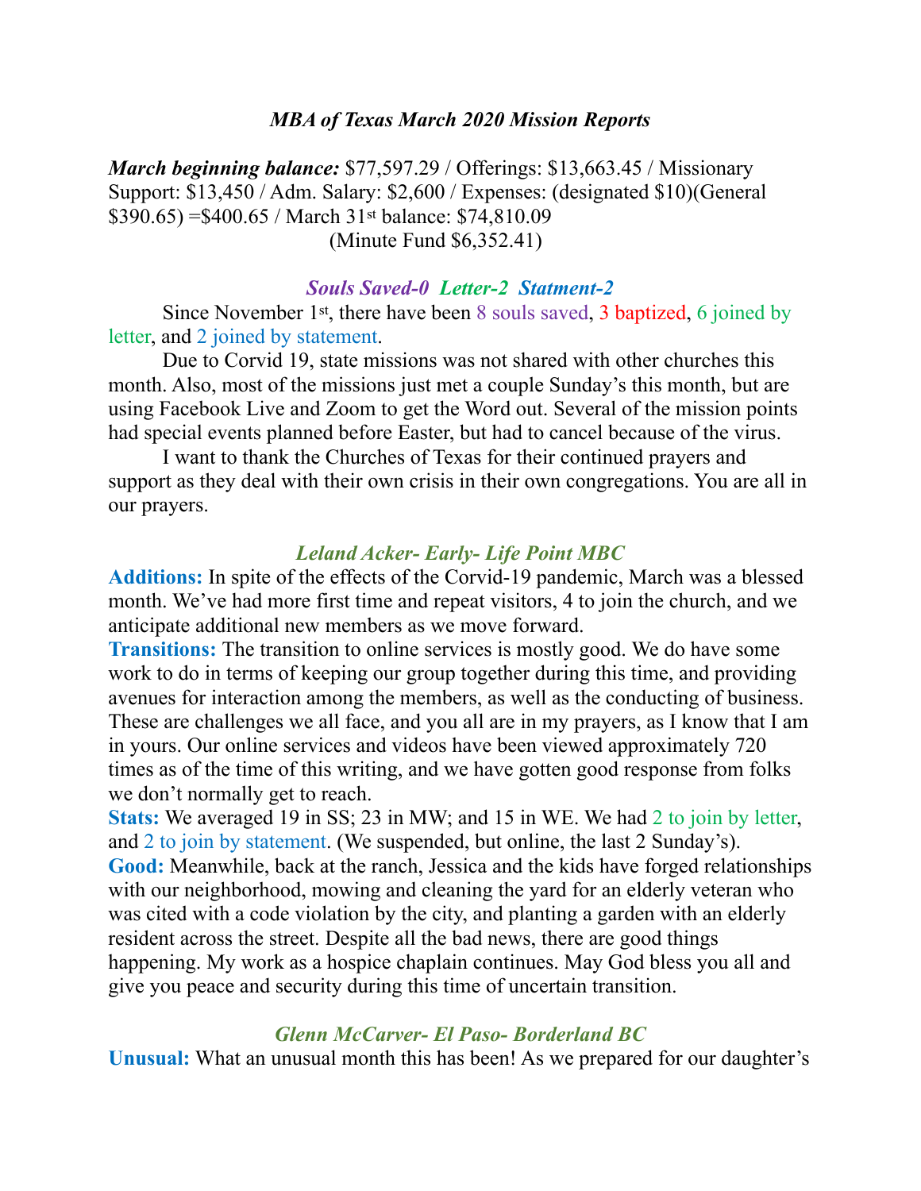## *MBA of Texas March 2020 Mission Reports*

***March beginning balance:*** $77,597.29 / Offerings: $13,663.45 / Missionary Support: $13,450 / Adm. Salary: $2,600 / Expenses: (designated $10)(General $390.65) =$400.65 / March 31st balance: $74,810.09

(Minute Fund $6,352.41)

### *Souls Saved-0 Letter-2 Statment-2*

Since November 1st, there have been 8 souls saved, 3 baptized, 6 joined by letter, and 2 joined by statement.

Due to Corvid 19, state missions was not shared with other churches this month. Also, most of the missions just met a couple Sunday's this month, but are using Facebook Live and Zoom to get the Word out. Several of the mission points had special events planned before Easter, but had to cancel because of the virus.

I want to thank the Churches of Texas for their continued prayers and support as they deal with their own crisis in their own congregations. You are all in our prayers.

### *Leland Acker- Early- Life Point MBC*

**Additions:** In spite of the effects of the Corvid-19 pandemic, March was a blessed month. We've had more first time and repeat visitors, 4 to join the church, and we anticipate additional new members as we move forward.

**Transitions:** The transition to online services is mostly good. We do have some work to do in terms of keeping our group together during this time, and providing avenues for interaction among the members, as well as the conducting of business. These are challenges we all face, and you all are in my prayers, as I know that I am in yours. Our online services and videos have been viewed approximately 720 times as of the time of this writing, and we have gotten good response from folks we don't normally get to reach.

**Stats:** We averaged 19 in SS; 23 in MW; and 15 in WE. We had 2 to join by letter, and 2 to join by statement. (We suspended, but online, the last 2 Sunday's).

**Good:** Meanwhile, back at the ranch, Jessica and the kids have forged relationships with our neighborhood, mowing and cleaning the yard for an elderly veteran who was cited with a code violation by the city, and planting a garden with an elderly resident across the street. Despite all the bad news, there are good things happening. My work as a hospice chaplain continues. May God bless you all and give you peace and security during this time of uncertain transition.

### *Glenn McCarver- El Paso- Borderland BC*

**Unusual:** What an unusual month this has been! As we prepared for our daughter's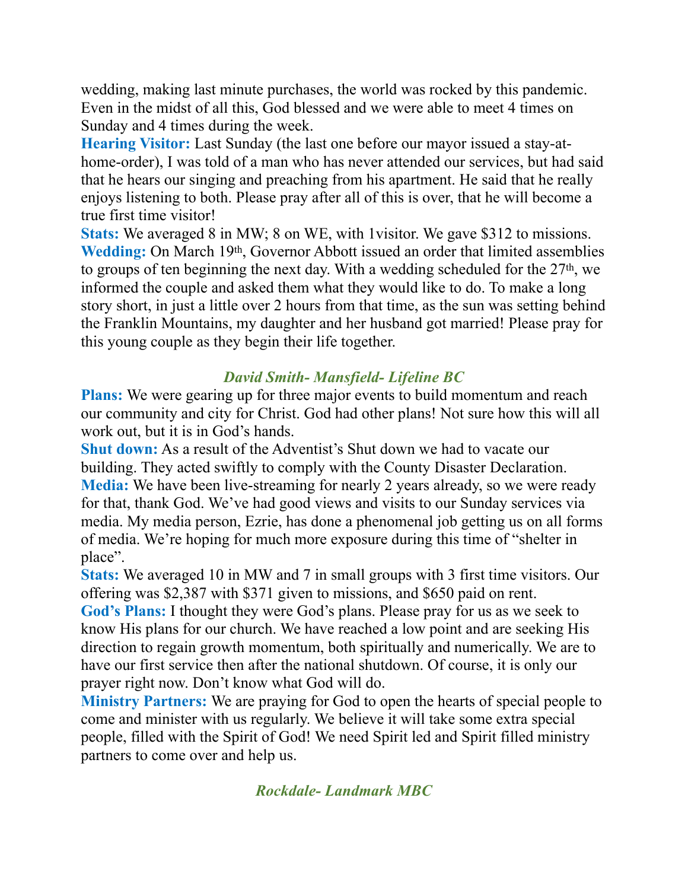wedding, making last minute purchases, the world was rocked by this pandemic. Even in the midst of all this, God blessed and we were able to meet 4 times on Sunday and 4 times during the week.

**Hearing Visitor:** Last Sunday (the last one before our mayor issued a stay-at-home-order), I was told of a man who has never attended our services, but had said that he hears our singing and preaching from his apartment. He said that he really enjoys listening to both. Please pray after all of this is over, that he will become a true first time visitor!

**Stats:** We averaged 8 in MW; 8 on WE, with 1visitor. We gave $312 to missions.

**Wedding:** On March 19th, Governor Abbott issued an order that limited assemblies to groups of ten beginning the next day. With a wedding scheduled for the 27th, we informed the couple and asked them what they would like to do. To make a long story short, in just a little over 2 hours from that time, as the sun was setting behind the Franklin Mountains, my daughter and her husband got married! Please pray for this young couple as they begin their life together.

### *David Smith- Mansfield- Lifeline BC*

**Plans:** We were gearing up for three major events to build momentum and reach our community and city for Christ. God had other plans! Not sure how this will all work out, but it is in God's hands.

**Shut down:** As a result of the Adventist's Shut down we had to vacate our building. They acted swiftly to comply with the County Disaster Declaration.

**Media:** We have been live-streaming for nearly 2 years already, so we were ready for that, thank God. We've had good views and visits to our Sunday services via media. My media person, Ezrie, has done a phenomenal job getting us on all forms of media. We're hoping for much more exposure during this time of "shelter in place".

**Stats:** We averaged 10 in MW and 7 in small groups with 3 first time visitors. Our offering was $2,387 with $371 given to missions, and $650 paid on rent.

**God's Plans:** I thought they were God's plans. Please pray for us as we seek to know His plans for our church. We have reached a low point and are seeking His direction to regain growth momentum, both spiritually and numerically. We are to have our first service then after the national shutdown. Of course, it is only our prayer right now. Don't know what God will do.

**Ministry Partners:** We are praying for God to open the hearts of special people to come and minister with us regularly. We believe it will take some extra special people, filled with the Spirit of God! We need Spirit led and Spirit filled ministry partners to come over and help us.

### *Rockdale- Landmark MBC*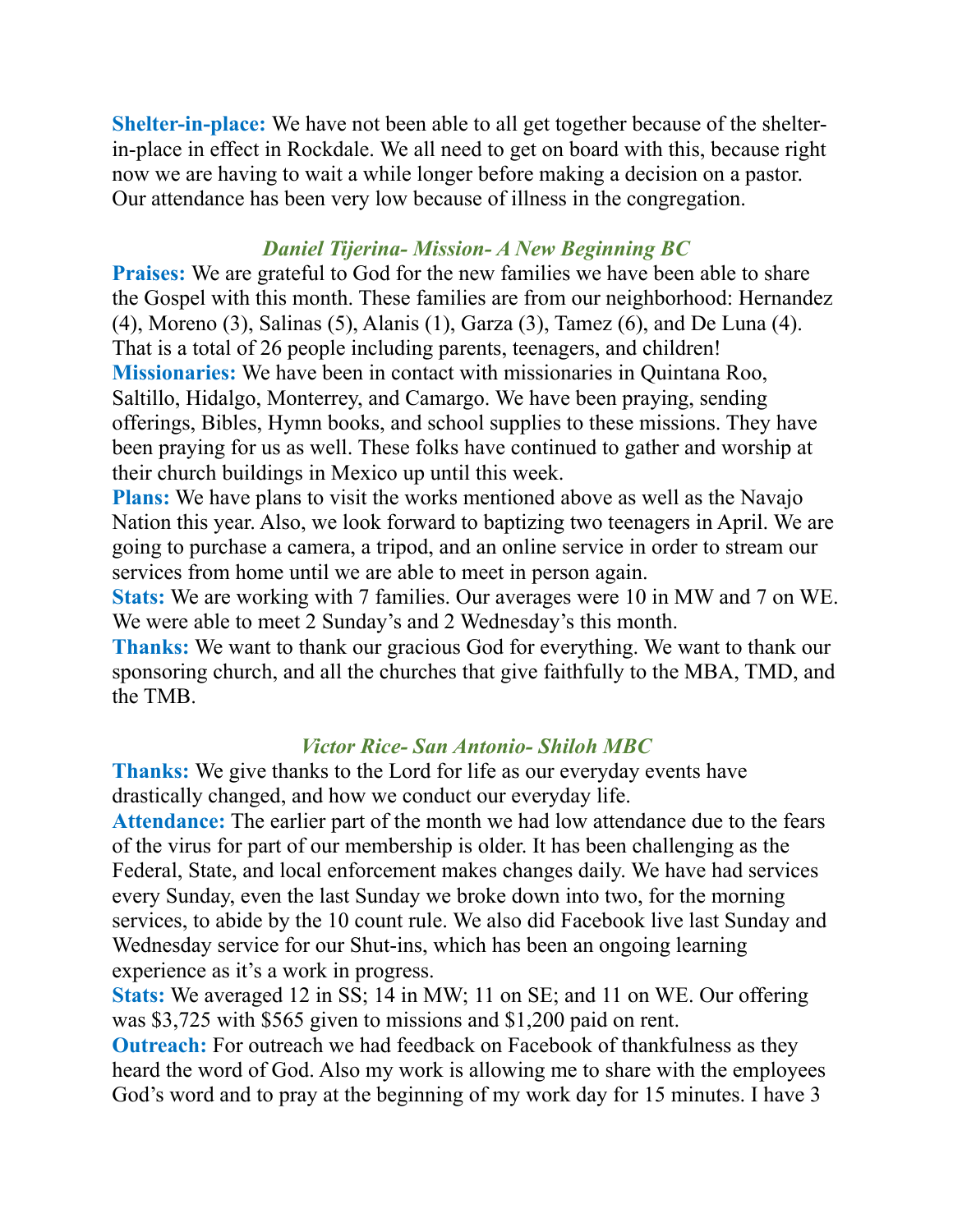**Shelter-in-place:** We have not been able to all get together because of the shelter-in-place in effect in Rockdale. We all need to get on board with this, because right now we are having to wait a while longer before making a decision on a pastor. Our attendance has been very low because of illness in the congregation.

### *Daniel Tijerina- Mission- A New Beginning BC*

**Praises:** We are grateful to God for the new families we have been able to share the Gospel with this month. These families are from our neighborhood: Hernandez (4), Moreno (3), Salinas (5), Alanis (1), Garza (3), Tamez (6), and De Luna (4). That is a total of 26 people including parents, teenagers, and children!

**Missionaries:** We have been in contact with missionaries in Quintana Roo, Saltillo, Hidalgo, Monterrey, and Camargo. We have been praying, sending offerings, Bibles, Hymn books, and school supplies to these missions. They have been praying for us as well. These folks have continued to gather and worship at their church buildings in Mexico up until this week.

**Plans:** We have plans to visit the works mentioned above as well as the Navajo Nation this year. Also, we look forward to baptizing two teenagers in April. We are going to purchase a camera, a tripod, and an online service in order to stream our services from home until we are able to meet in person again.

**Stats:** We are working with 7 families. Our averages were 10 in MW and 7 on WE. We were able to meet 2 Sunday's and 2 Wednesday's this month.

**Thanks:** We want to thank our gracious God for everything. We want to thank our sponsoring church, and all the churches that give faithfully to the MBA, TMD, and the TMB.

### *Victor Rice- San Antonio- Shiloh MBC*

**Thanks:** We give thanks to the Lord for life as our everyday events have drastically changed, and how we conduct our everyday life.

**Attendance:** The earlier part of the month we had low attendance due to the fears of the virus for part of our membership is older. It has been challenging as the Federal, State, and local enforcement makes changes daily. We have had services every Sunday, even the last Sunday we broke down into two, for the morning services, to abide by the 10 count rule. We also did Facebook live last Sunday and Wednesday service for our Shut-ins, which has been an ongoing learning experience as it's a work in progress.

**Stats:** We averaged 12 in SS; 14 in MW; 11 on SE; and 11 on WE. Our offering was $3,725 with $565 given to missions and $1,200 paid on rent.

**Outreach:** For outreach we had feedback on Facebook of thankfulness as they heard the word of God. Also my work is allowing me to share with the employees God's word and to pray at the beginning of my work day for 15 minutes. I have 3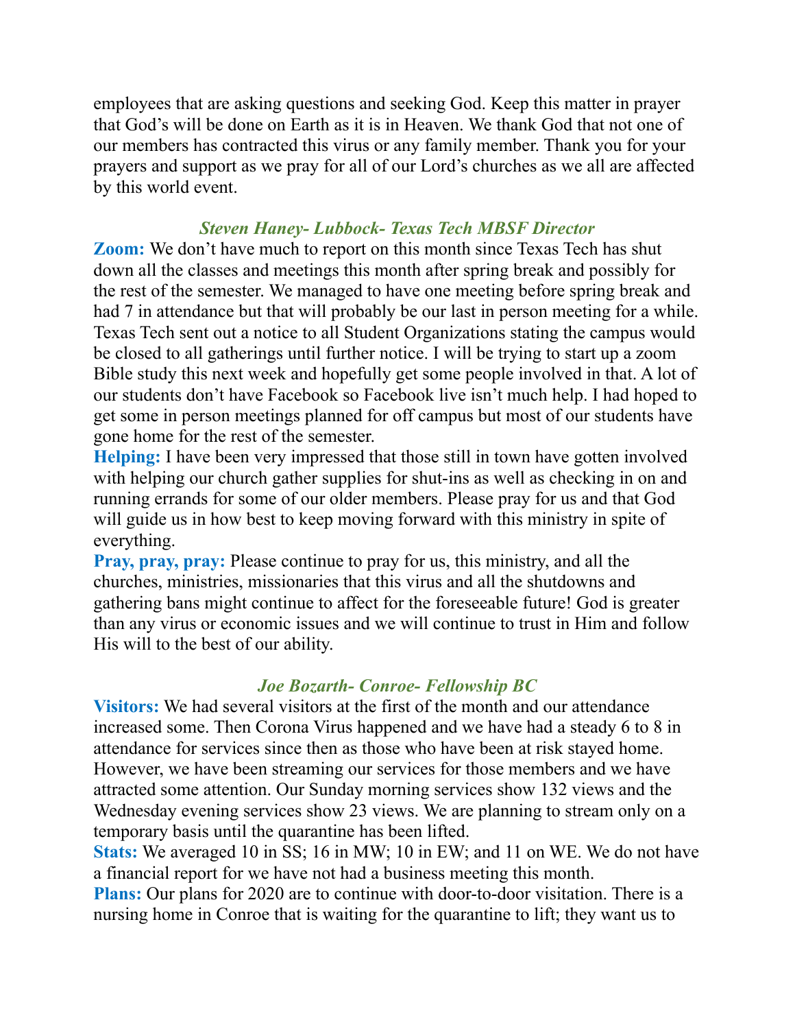employees that are asking questions and seeking God. Keep this matter in prayer that God's will be done on Earth as it is in Heaven. We thank God that not one of our members has contracted this virus or any family member. Thank you for your prayers and support as we pray for all of our Lord's churches as we all are affected by this world event.

### *Steven Haney- Lubbock- Texas Tech MBSF Director*

**Zoom:** We don't have much to report on this month since Texas Tech has shut down all the classes and meetings this month after spring break and possibly for the rest of the semester. We managed to have one meeting before spring break and had 7 in attendance but that will probably be our last in person meeting for a while. Texas Tech sent out a notice to all Student Organizations stating the campus would be closed to all gatherings until further notice. I will be trying to start up a zoom Bible study this next week and hopefully get some people involved in that. A lot of our students don't have Facebook so Facebook live isn't much help. I had hoped to get some in person meetings planned for off campus but most of our students have gone home for the rest of the semester.

**Helping:** I have been very impressed that those still in town have gotten involved with helping our church gather supplies for shut-ins as well as checking in on and running errands for some of our older members. Please pray for us and that God will guide us in how best to keep moving forward with this ministry in spite of everything.

**Pray, pray, pray:** Please continue to pray for us, this ministry, and all the churches, ministries, missionaries that this virus and all the shutdowns and gathering bans might continue to affect for the foreseeable future! God is greater than any virus or economic issues and we will continue to trust in Him and follow His will to the best of our ability.

### *Joe Bozarth- Conroe- Fellowship BC*

**Visitors:** We had several visitors at the first of the month and our attendance increased some. Then Corona Virus happened and we have had a steady 6 to 8 in attendance for services since then as those who have been at risk stayed home. However, we have been streaming our services for those members and we have attracted some attention. Our Sunday morning services show 132 views and the Wednesday evening services show 23 views. We are planning to stream only on a temporary basis until the quarantine has been lifted.

**Stats:** We averaged 10 in SS; 16 in MW; 10 in EW; and 11 on WE. We do not have a financial report for we have not had a business meeting this month.

**Plans:** Our plans for 2020 are to continue with door-to-door visitation. There is a nursing home in Conroe that is waiting for the quarantine to lift; they want us to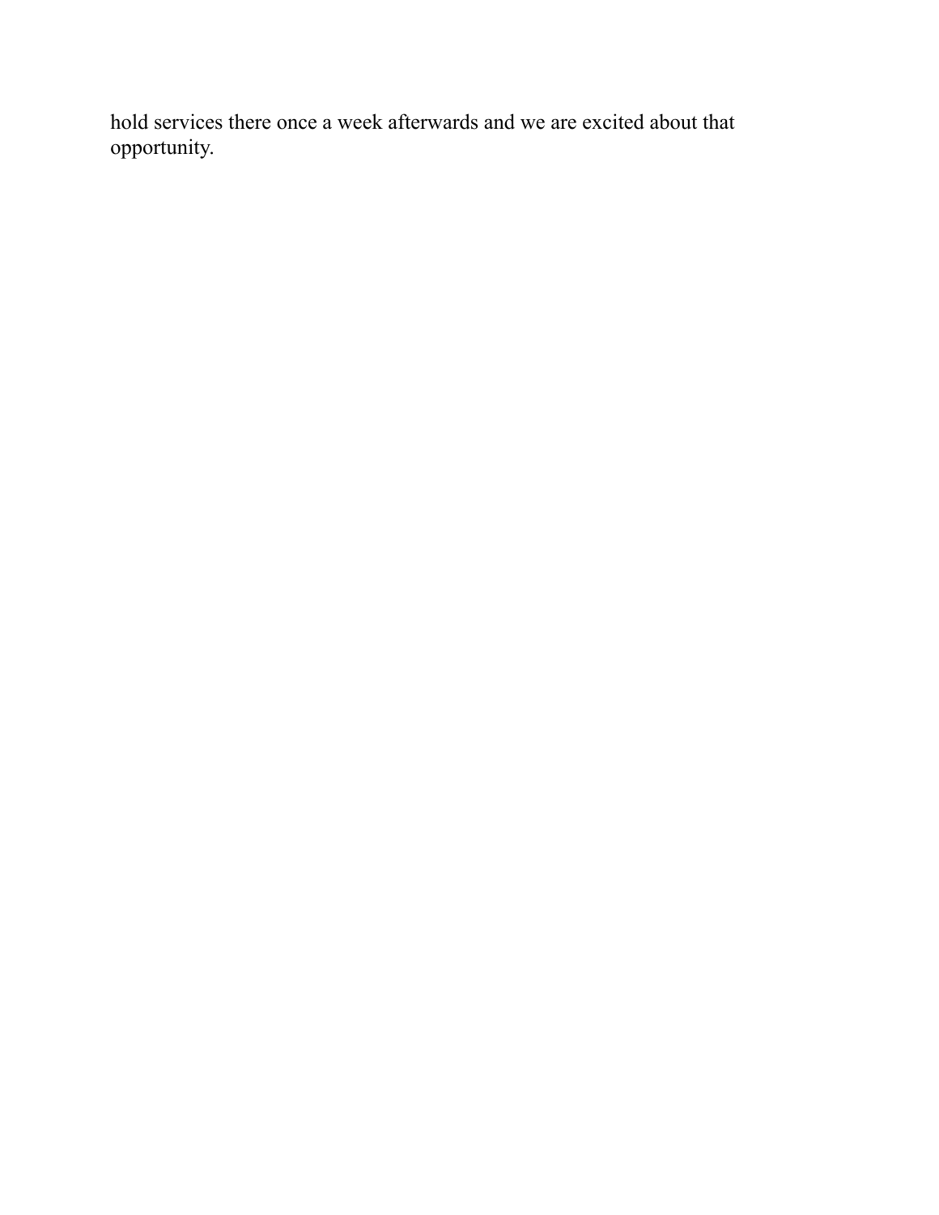hold services there once a week afterwards and we are excited about that opportunity.